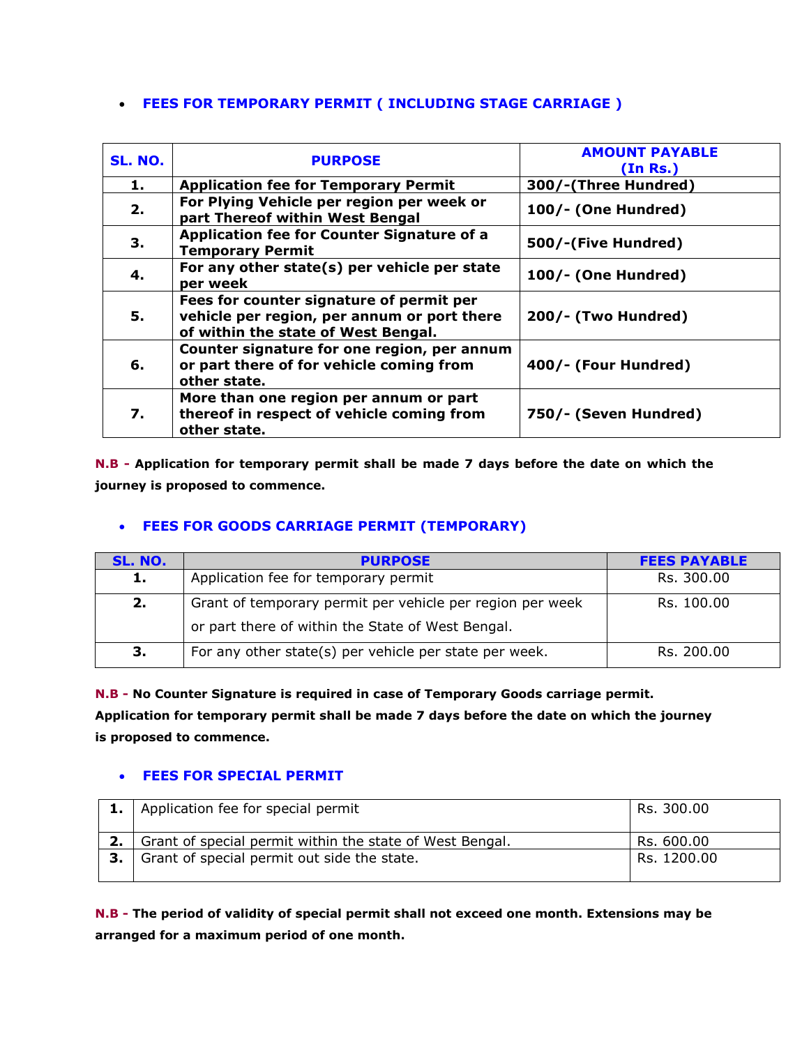- **FEES FOR TEMPORARY PERMIT ( INCLUDING STAGE CARRIAGE )**

| SL. NO. | PURPOSE | AMOUNT PAYABLE (In Rs.) |
|---|---|---|
| **1.** | **Application fee for Temporary Permit** | **300/-(Three Hundred)** |
| **2.** | **For Plying Vehicle per region per week or part Thereof within West Bengal** | **100/- (One Hundred)** |
| **3.** | **Application fee for Counter Signature of a Temporary Permit** | **500/-(Five Hundred)** |
| **4.** | **For any other state(s) per vehicle per state per week** | **100/- (One Hundred)** |
| **5.** | **Fees for counter signature of permit per vehicle per region, per annum or port there of within the state of West Bengal.** | **200/- (Two Hundred)** |
| **6.** | **Counter signature for one region, per annum or part there of for vehicle coming from other state.** | **400/- (Four Hundred)** |
| **7.** | **More than one region per annum or part thereof in respect of vehicle coming from other state.** | **750/- (Seven Hundred)** |

**N.B - Application for temporary permit shall be made 7 days before the date on which the journey is proposed to commence.**

- **FEES FOR GOODS CARRIAGE PERMIT (TEMPORARY)**

| SL. NO. | PURPOSE | FEES PAYABLE |
|---|---|---|
| **1.** | Application fee for temporary permit | Rs. 300.00 |
| **2.** | Grant of temporary permit per vehicle per region per week or part there of within the State of West Bengal. | Rs. 100.00 |
| **3.** | For any other state(s) per vehicle per state per week. | Rs. 200.00 |

**N.B - No Counter Signature is required in case of Temporary Goods carriage permit. Application for temporary permit shall be made 7 days before the date on which the journey is proposed to commence.**

- **FEES FOR SPECIAL PERMIT**

| | | |
|---|---|---|
| **1.** | Application fee for special permit | Rs. 300.00 |
| **2.** | Grant of special permit within the state of West Bengal. | Rs. 600.00 |
| **3.** | Grant of special permit out side the state. | Rs. 1200.00 |

**N.B - The period of validity of special permit shall not exceed one month. Extensions may be arranged for a maximum period of one month.**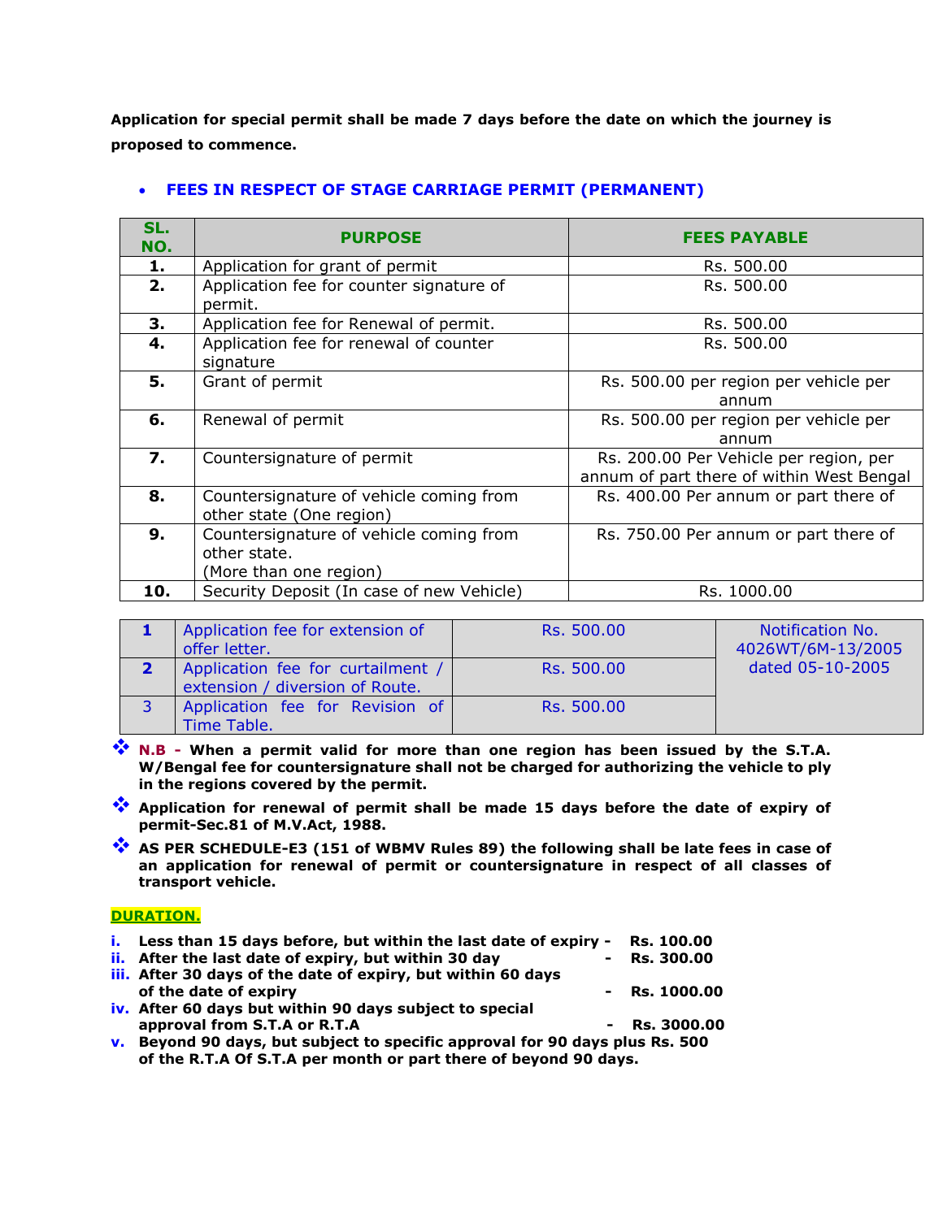**Application for special permit shall be made 7 days before the date on which the journey is proposed to commence.**

- **FEES IN RESPECT OF STAGE CARRIAGE PERMIT (PERMANENT)**

| SL. NO. | PURPOSE | FEES PAYABLE |
|---|---|---|
| **1.** | Application for grant of permit | Rs. 500.00 |
| **2.** | Application fee for counter signature of permit. | Rs. 500.00 |
| **3.** | Application fee for Renewal of permit. | Rs. 500.00 |
| **4.** | Application fee for renewal of counter signature | Rs. 500.00 |
| **5.** | Grant of permit | Rs. 500.00 per region per vehicle per annum |
| **6.** | Renewal of permit | Rs. 500.00 per region per vehicle per annum |
| **7.** | Countersignature of permit | Rs. 200.00 Per Vehicle per region, per annum of part there of within West Bengal |
| **8.** | Countersignature of vehicle coming from other state (One region) | Rs. 400.00 Per annum or part there of |
| **9.** | Countersignature of vehicle coming from other state. (More than one region) | Rs. 750.00 Per annum or part there of |
| **10.** | Security Deposit (In case of new Vehicle) | Rs. 1000.00 |

| | | | |
|---|---|---|---|
| **1** | Application fee for extension of offer letter. | Rs. 500.00 | Notification No. 4026WT/6M-13/2005 dated 05-10-2005 |
| **2** | Application fee for curtailment / extension / diversion of Route. | Rs. 500.00 | |
| 3 | Application fee for Revision of Time Table. | Rs. 500.00 | |

- **N.B - When a permit valid for more than one region has been issued by the S.T.A. W/Bengal fee for countersignature shall not be charged for authorizing the vehicle to ply in the regions covered by the permit.**
- **Application for renewal of permit shall be made 15 days before the date of expiry of permit-Sec.81 of M.V.Act, 1988.**
- **AS PER SCHEDULE-E3 (151 of WBMV Rules 89) the following shall be late fees in case of an application for renewal of permit or countersignature in respect of all classes of transport vehicle.**

**DURATION.**

i. **Less than 15 days before, but within the last date of expiry - Rs. 100.00**
ii. **After the last date of expiry, but within 30 day - Rs. 300.00**
iii. **After 30 days of the date of expiry, but within 60 days of the date of expiry - Rs. 1000.00**
iv. **After 60 days but within 90 days subject to special approval from S.T.A or R.T.A - Rs. 3000.00**
v. **Beyond 90 days, but subject to specific approval for 90 days plus Rs. 500 of the R.T.A Of S.T.A per month or part there of beyond 90 days.**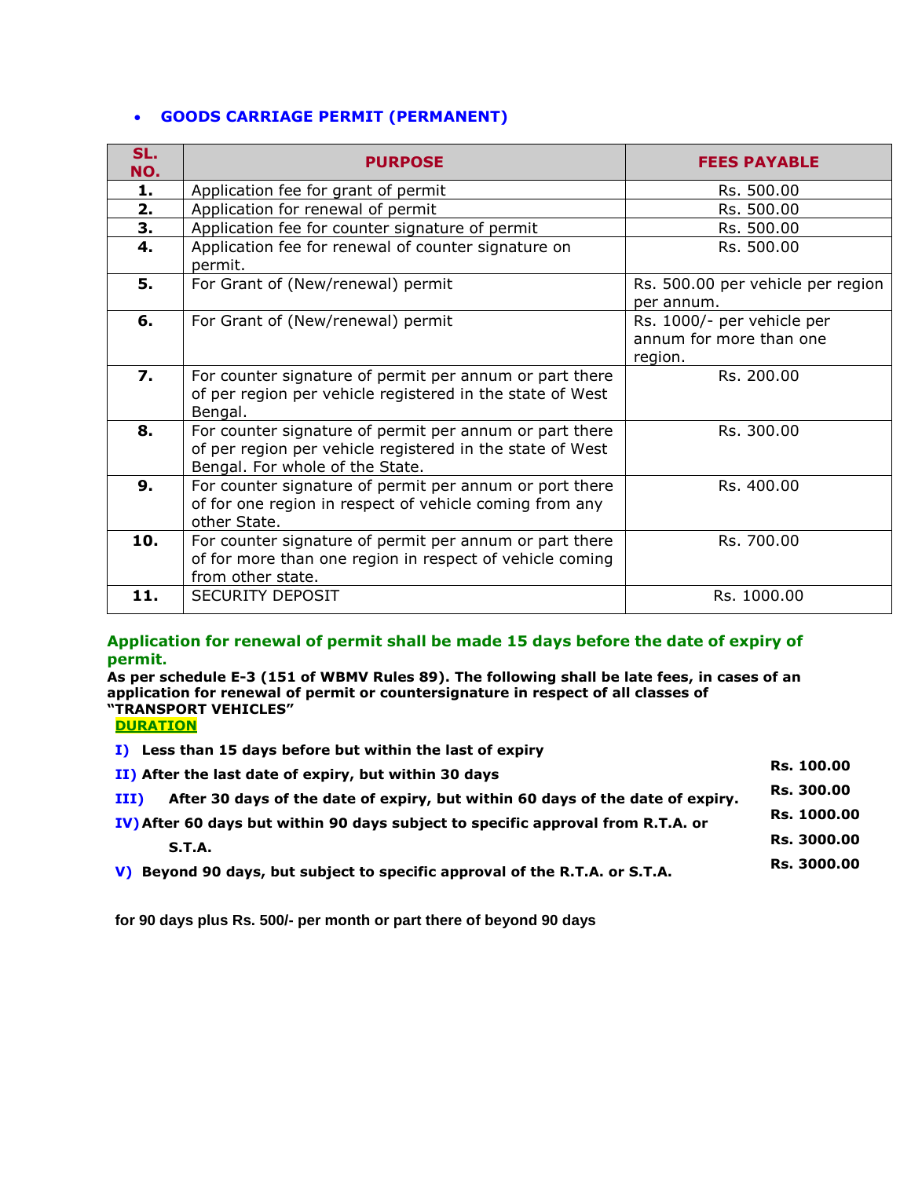- **GOODS CARRIAGE PERMIT (PERMANENT)**

| SL. NO. | PURPOSE | FEES PAYABLE |
|---|---|---|
| 1. | Application fee for grant of permit | Rs. 500.00 |
| 2. | Application for renewal of permit | Rs. 500.00 |
| 3. | Application fee for counter signature of permit | Rs. 500.00 |
| 4. | Application fee for renewal of counter signature on permit. | Rs. 500.00 |
| 5. | For Grant of (New/renewal) permit | Rs. 500.00 per vehicle per region per annum. |
| 6. | For Grant of (New/renewal) permit | Rs. 1000/- per vehicle per annum for more than one region. |
| 7. | For counter signature of permit per annum or part there of per region per vehicle registered in the state of West Bengal. | Rs. 200.00 |
| 8. | For counter signature of permit per annum or part there of per region per vehicle registered in the state of West Bengal. For whole of the State. | Rs. 300.00 |
| 9. | For counter signature of permit per annum or port there of for one region in respect of vehicle coming from any other State. | Rs. 400.00 |
| 10. | For counter signature of permit per annum or part there of for more than one region in respect of vehicle coming from other state. | Rs. 700.00 |
| 11. | SECURITY DEPOSIT | Rs. 1000.00 |

**Application for renewal of permit shall be made 15 days before the date of expiry of permit.**

**As per schedule E-3 (151 of WBMV Rules 89). The following shall be late fees, in cases of an application for renewal of permit or countersignature in respect of all classes of "TRANSPORT VEHICLES"**

**DURATION**

| | DURATION | |
|---|---|---|
| I) | Less than 15 days before but within the last of expiry | Rs. 100.00 |
| II) | After the last date of expiry, but within 30 days | Rs. 300.00 |
| III) | After 30 days of the date of expiry, but within 60 days of the date of expiry. | Rs. 1000.00 |
| IV) | After 60 days but within 90 days subject to specific approval from R.T.A. or S.T.A. | Rs. 3000.00 |
| V) | Beyond 90 days, but subject to specific approval of the R.T.A. or S.T.A. | Rs. 3000.00 |

**for 90 days plus Rs. 500/- per month or part there of beyond 90 days**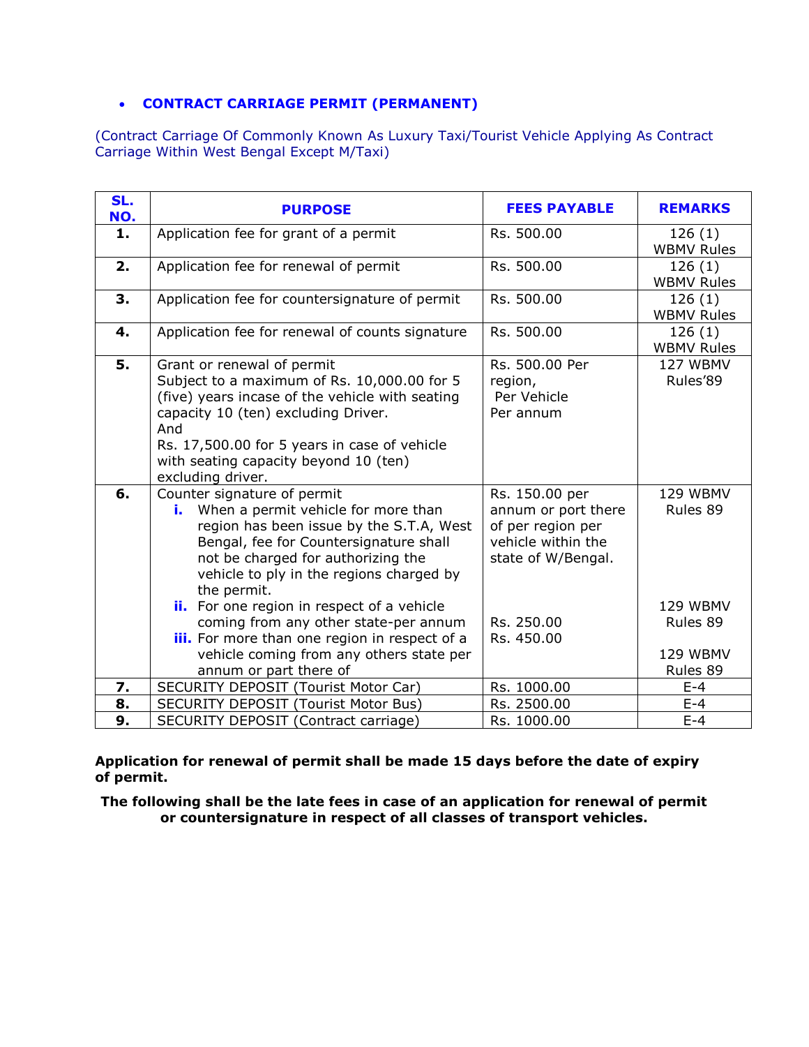- **CONTRACT CARRIAGE PERMIT (PERMANENT)**

(Contract Carriage Of Commonly Known As Luxury Taxi/Tourist Vehicle Applying As Contract Carriage Within West Bengal Except M/Taxi)

| SL. NO. | PURPOSE | FEES PAYABLE | REMARKS |
|---|---|---|---|
| **1.** | Application fee for grant of a permit | Rs. 500.00 | 126 (1) WBMV Rules |
| **2.** | Application fee for renewal of permit | Rs. 500.00 | 126 (1) WBMV Rules |
| **3.** | Application fee for countersignature of permit | Rs. 500.00 | 126 (1) WBMV Rules |
| **4.** | Application fee for renewal of counts signature | Rs. 500.00 | 126 (1) WBMV Rules |
| **5.** | Grant or renewal of permit<br>Subject to a maximum of Rs. 10,000.00 for 5 (five) years incase of the vehicle with seating capacity 10 (ten) excluding Driver.<br>And<br>Rs. 17,500.00 for 5 years in case of vehicle with seating capacity beyond 10 (ten) excluding driver. | Rs. 500.00 Per region,<br>Per Vehicle<br>Per annum | 127 WBMV Rules'89 |
| **6.** | Counter signature of permit<br>**i.** When a permit vehicle for more than region has been issue by the S.T.A, West Bengal, fee for Countersignature shall not be charged for authorizing the vehicle to ply in the regions charged by the permit.<br>**ii.** For one region in respect of a vehicle coming from any other state-per annum<br>**iii.** For more than one region in respect of a vehicle coming from any others state per annum or part there of | Rs. 150.00 per annum or port there of per region per vehicle within the state of W/Bengal.<br><br>Rs. 250.00<br>Rs. 450.00 | 129 WBMV Rules 89<br><br>129 WBMV Rules 89<br><br>129 WBMV Rules 89 |
| **7.** | SECURITY DEPOSIT (Tourist Motor Car) | Rs. 1000.00 | E-4 |
| **8.** | SECURITY DEPOSIT (Tourist Motor Bus) | Rs. 2500.00 | E-4 |
| **9.** | SECURITY DEPOSIT (Contract carriage) | Rs. 1000.00 | E-4 |

**Application for renewal of permit shall be made 15 days before the date of expiry of permit.**

**The following shall be the late fees in case of an application for renewal of permit or countersignature in respect of all classes of transport vehicles.**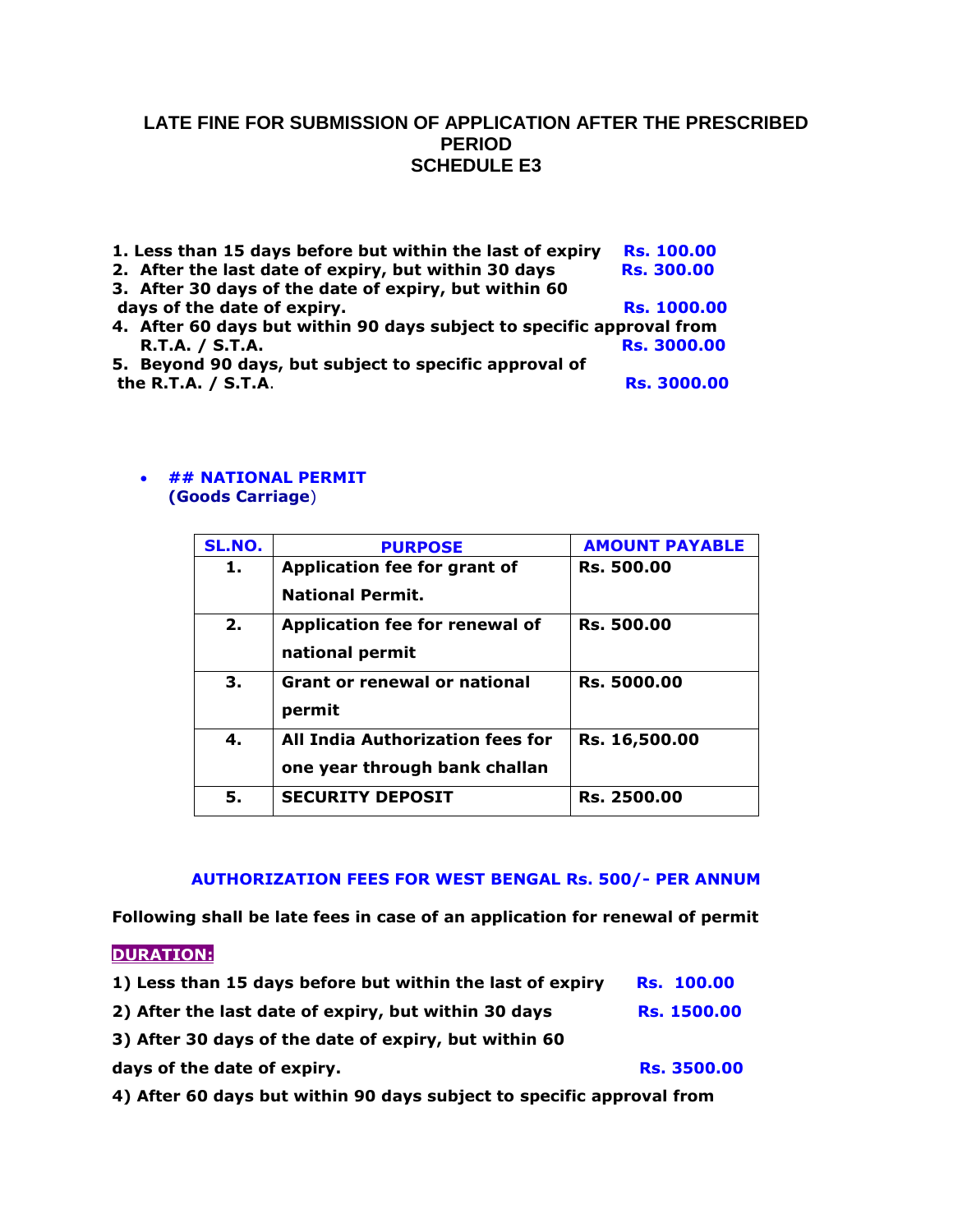## LATE FINE FOR SUBMISSION OF APPLICATION AFTER THE PRESCRIBED PERIOD
## SCHEDULE E3

1. Less than 15 days before but within the last of expiry — **Rs. 100.00**
2. After the last date of expiry, but within 30 days — **Rs. 300.00**
3. After 30 days of the date of expiry, but within 60 days of the date of expiry. — **Rs. 1000.00**
4. After 60 days but within 90 days subject to specific approval from R.T.A. / S.T.A. — **Rs. 3000.00**
5. Beyond 90 days, but subject to specific approval of the R.T.A. / S.T.A. — **Rs. 3000.00**

- **## NATIONAL PERMIT (Goods Carriage)**

| SL.NO. | PURPOSE | AMOUNT PAYABLE |
|---|---|---|
| 1. | Application fee for grant of National Permit. | Rs. 500.00 |
| 2. | Application fee for renewal of national permit | Rs. 500.00 |
| 3. | Grant or renewal or national permit | Rs. 5000.00 |
| 4. | All India Authorization fees for one year through bank challan | Rs. 16,500.00 |
| 5. | SECURITY DEPOSIT | Rs. 2500.00 |

**AUTHORIZATION FEES FOR WEST BENGAL Rs. 500/- PER ANNUM**

**Following shall be late fees in case of an application for renewal of permit**

**DURATION:**

1) Less than 15 days before but within the last of expiry — **Rs. 100.00**
2) After the last date of expiry, but within 30 days — **Rs. 1500.00**
3) After 30 days of the date of expiry, but within 60 days of the date of expiry. — **Rs. 3500.00**
4) After 60 days but within 90 days subject to specific approval from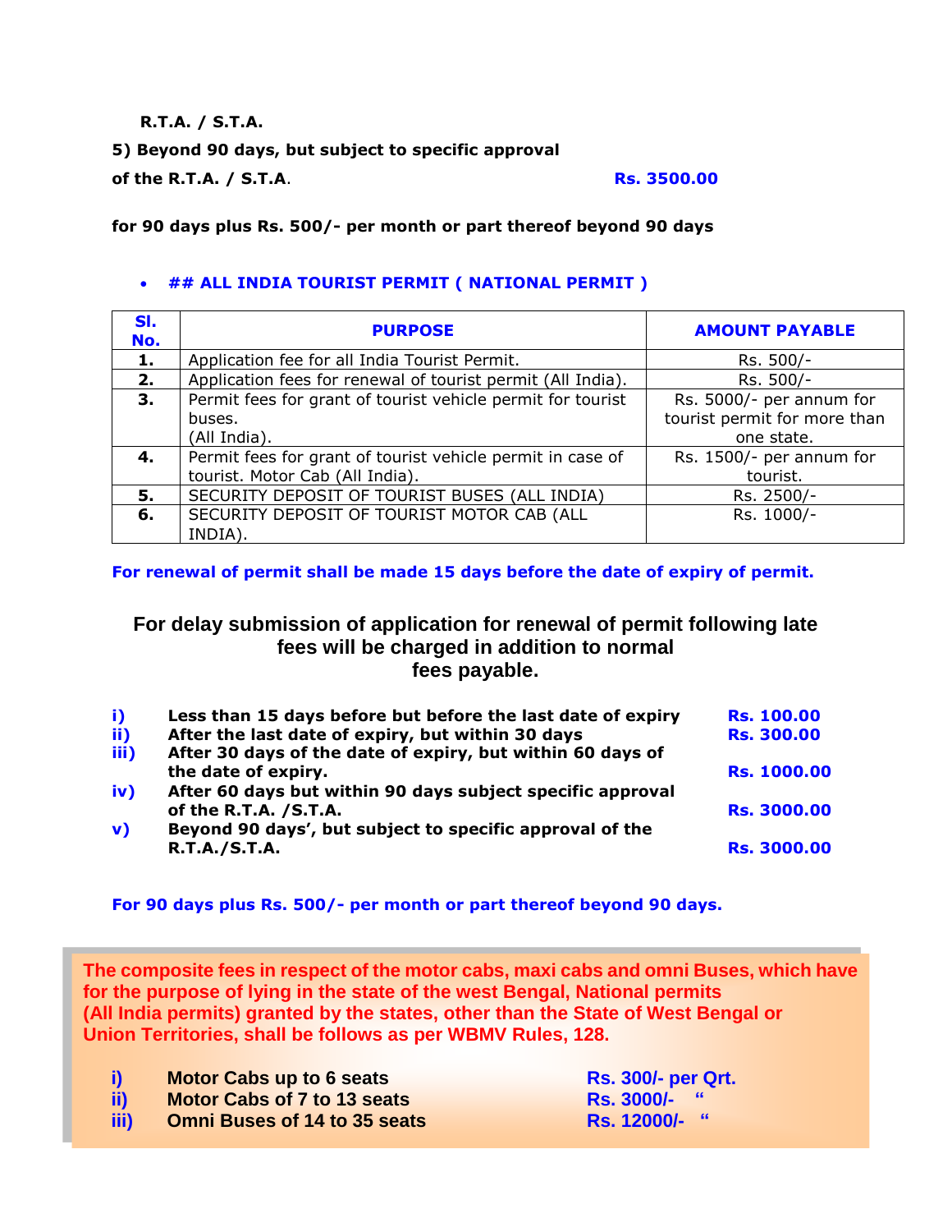**R.T.A. / S.T.A.**

**5) Beyond 90 days, but subject to specific approval of the R.T.A. / S.T.A.** **Rs. 3500.00**

**for 90 days plus Rs. 500/- per month or part thereof beyond 90 days**

- **## ALL INDIA TOURIST PERMIT ( NATIONAL PERMIT )**

| Sl. No. | PURPOSE | AMOUNT PAYABLE |
|---|---|---|
| **1.** | Application fee for all India Tourist Permit. | Rs. 500/- |
| **2.** | Application fees for renewal of tourist permit (All India). | Rs. 500/- |
| **3.** | Permit fees for grant of tourist vehicle permit for tourist buses. (All India). | Rs. 5000/- per annum for tourist permit for more than one state. |
| **4.** | Permit fees for grant of tourist vehicle permit in case of tourist. Motor Cab (All India). | Rs. 1500/- per annum for tourist. |
| **5.** | SECURITY DEPOSIT OF TOURIST BUSES (ALL INDIA) | Rs. 2500/- |
| **6.** | SECURITY DEPOSIT OF TOURIST MOTOR CAB (ALL INDIA). | Rs. 1000/- |

**For renewal of permit shall be made 15 days before the date of expiry of permit.**

## For delay submission of application for renewal of permit following late fees will be charged in addition to normal fees payable.

| | | |
|---|---|---|
| **i)** | **Less than 15 days before but before the last date of expiry** | **Rs. 100.00** |
| **ii)** | **After the last date of expiry, but within 30 days** | **Rs. 300.00** |
| **iii)** | **After 30 days of the date of expiry, but within 60 days of the date of expiry.** | **Rs. 1000.00** |
| **iv)** | **After 60 days but within 90 days subject specific approval of the R.T.A. /S.T.A.** | **Rs. 3000.00** |
| **v)** | **Beyond 90 days', but subject to specific approval of the R.T.A./S.T.A.** | **Rs. 3000.00** |

**For 90 days plus Rs. 500/- per month or part thereof beyond 90 days.**

**The composite fees in respect of the motor cabs, maxi cabs and omni Buses, which have for the purpose of lying in the state of the west Bengal, National permits (All India permits) granted by the states, other than the State of West Bengal or Union Territories, shall be follows as per WBMV Rules, 128.**

| | | |
|---|---|---|
| **i)** | **Motor Cabs up to 6 seats** | **Rs. 300/- per Qrt.** |
| **ii)** | **Motor Cabs of 7 to 13 seats** | **Rs. 3000/- "** |
| **iii)** | **Omni Buses of 14 to 35 seats** | **Rs. 12000/- "** |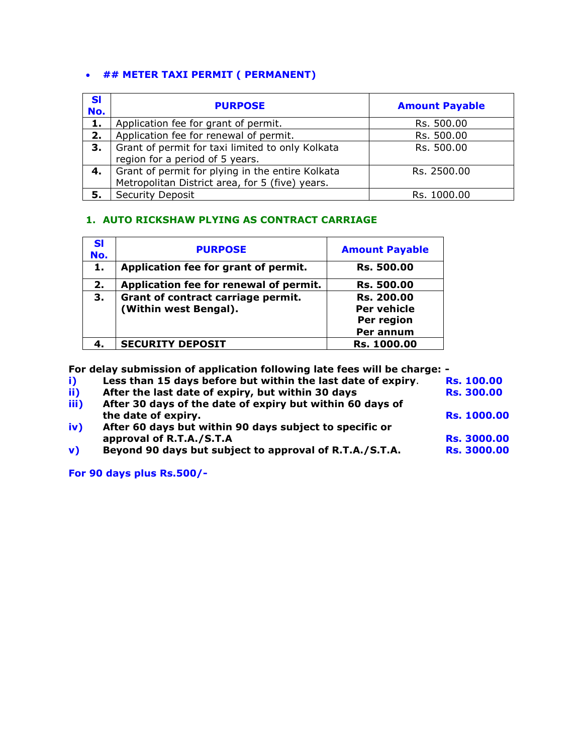- **## METER TAXI PERMIT ( PERMANENT)**

| Sl No. | PURPOSE | Amount Payable |
|---|---|---|
| 1. | Application fee for grant of permit. | Rs. 500.00 |
| 2. | Application fee for renewal of permit. | Rs. 500.00 |
| 3. | Grant of permit for taxi limited to only Kolkata region for a period of 5 years. | Rs. 500.00 |
| 4. | Grant of permit for plying in the entire Kolkata Metropolitan District area, for 5 (five) years. | Rs. 2500.00 |
| 5. | Security Deposit | Rs. 1000.00 |

1. **AUTO RICKSHAW PLYING AS CONTRACT CARRIAGE**

| Sl No. | PURPOSE | Amount Payable |
|---|---|---|
| **1.** | **Application fee for grant of permit.** | **Rs. 500.00** |
| **2.** | **Application fee for renewal of permit.** | **Rs. 500.00** |
| **3.** | **Grant of contract carriage permit. (Within west Bengal).** | **Rs. 200.00 Per vehicle Per region Per annum** |
| **4.** | **SECURITY DEPOSIT** | **Rs. 1000.00** |

**For delay submission of application following late fees will be charge: -**

| | | |
|---|---|---|
| **i)** | **Less than 15 days before but within the last date of expiry.** | **Rs. 100.00** |
| **ii)** | **After the last date of expiry, but within 30 days** | **Rs. 300.00** |
| **iii)** | **After 30 days of the date of expiry but within 60 days of the date of expiry.** | **Rs. 1000.00** |
| **iv)** | **After 60 days but within 90 days subject to specific or approval of R.T.A./S.T.A** | **Rs. 3000.00** |
| **v)** | **Beyond 90 days but subject to approval of R.T.A./S.T.A.** | **Rs. 3000.00** |

**For 90 days plus Rs.500/-**